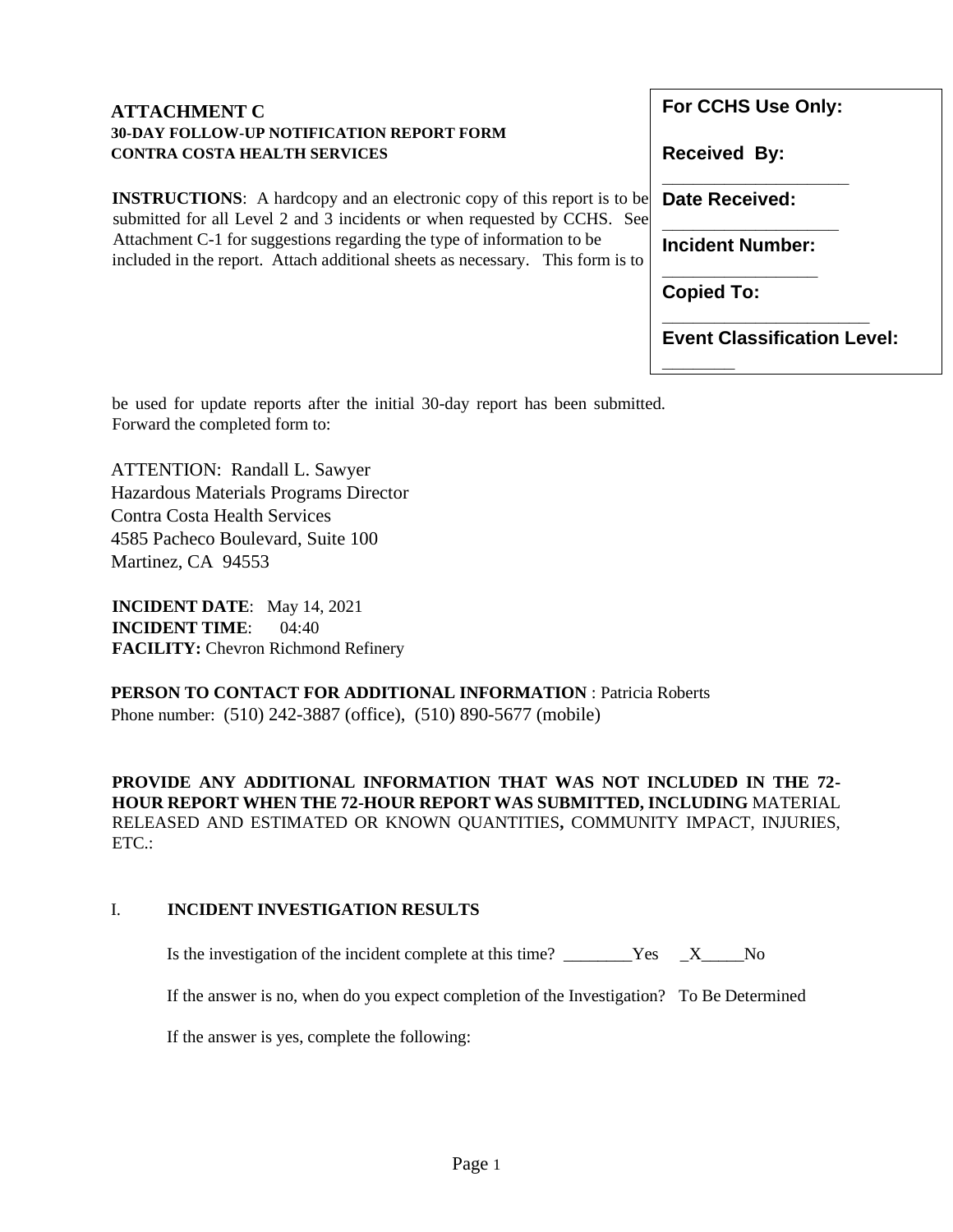## ATTACHMENT C

**30-DAY FOLLOW-UP NOTIFICATION REPORT FORM**
**CONTRA COSTA HEALTH SERVICES**

**INSTRUCTIONS**: A hardcopy and an electronic copy of this report is to be submitted for all Level 2 and 3 incidents or when requested by CCHS. See Attachment C-1 for suggestions regarding the type of information to be included in the report. Attach additional sheets as necessary. This form is to be used for update reports after the initial 30-day report has been submitted. Forward the completed form to:

**For CCHS Use Only:**

**Received By:** ____________________

**Date Received:** ___________________

**Incident Number:** _________________

**Copied To:** _______________________

**Event Classification Level:** ________

ATTENTION: Randall L. Sawyer
Hazardous Materials Programs Director
Contra Costa Health Services
4585 Pacheco Boulevard, Suite 100
Martinez, CA 94553

**INCIDENT DATE**: May 14, 2021
**INCIDENT TIME**: 04:40
**FACILITY:** Chevron Richmond Refinery

**PERSON TO CONTACT FOR ADDITIONAL INFORMATION** : Patricia Roberts
Phone number: (510) 242-3887 (office), (510) 890-5677 (mobile)

**PROVIDE ANY ADDITIONAL INFORMATION THAT WAS NOT INCLUDED IN THE 72-HOUR REPORT WHEN THE 72-HOUR REPORT WAS SUBMITTED, INCLUDING** MATERIAL RELEASED AND ESTIMATED OR KNOWN QUANTITIES**,** COMMUNITY IMPACT, INJURIES, ETC.:

## I. INCIDENT INVESTIGATION RESULTS

Is the investigation of the incident complete at this time? ________Yes _X_____No

If the answer is no, when do you expect completion of the Investigation? To Be Determined

If the answer is yes, complete the following: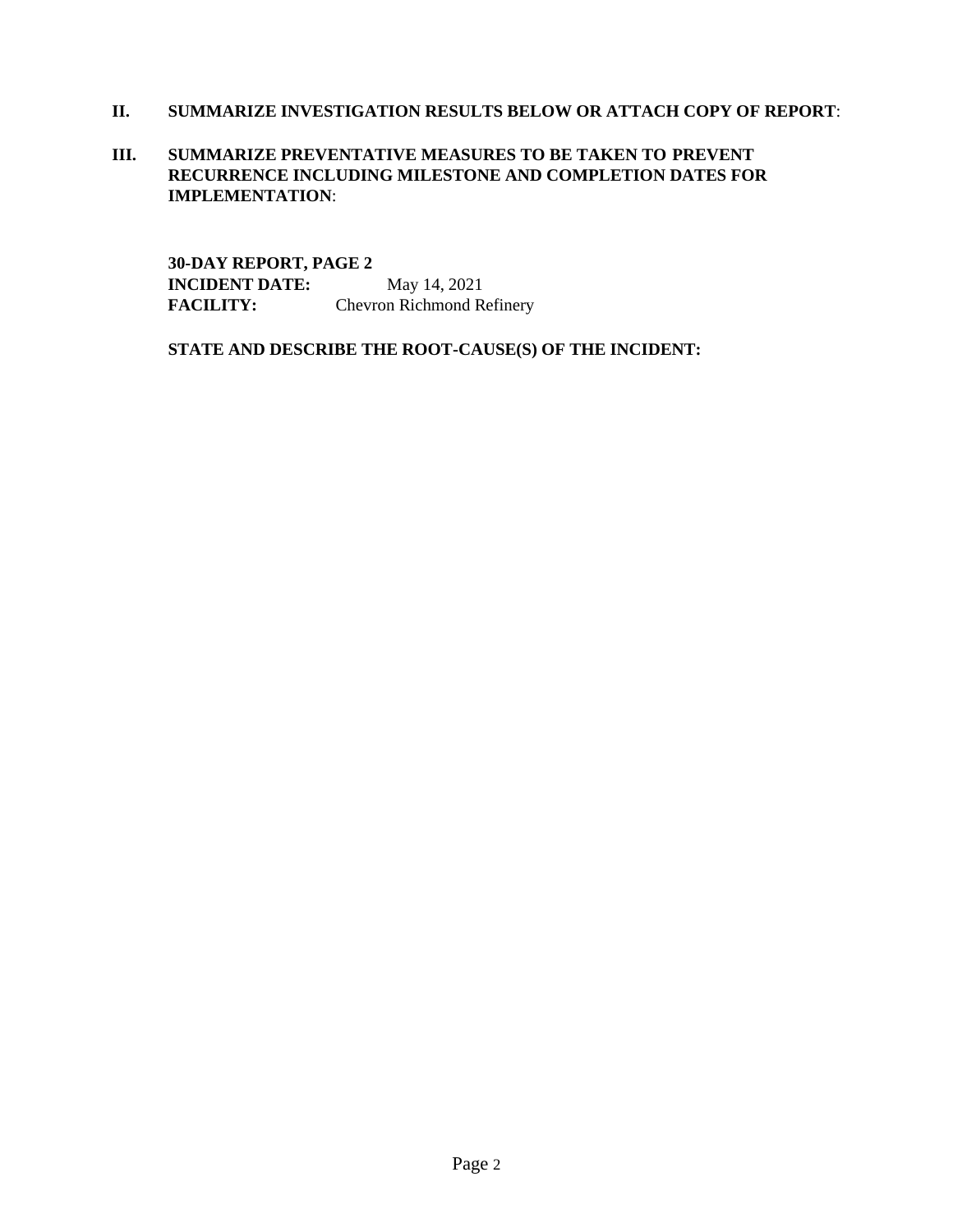**II. SUMMARIZE INVESTIGATION RESULTS BELOW OR ATTACH COPY OF REPORT**:

**III. SUMMARIZE PREVENTATIVE MEASURES TO BE TAKEN TO PREVENT RECURRENCE INCLUDING MILESTONE AND COMPLETION DATES FOR IMPLEMENTATION**:

**30-DAY REPORT, PAGE 2**
**INCIDENT DATE:** May 14, 2021
**FACILITY:** Chevron Richmond Refinery

**STATE AND DESCRIBE THE ROOT-CAUSE(S) OF THE INCIDENT:**